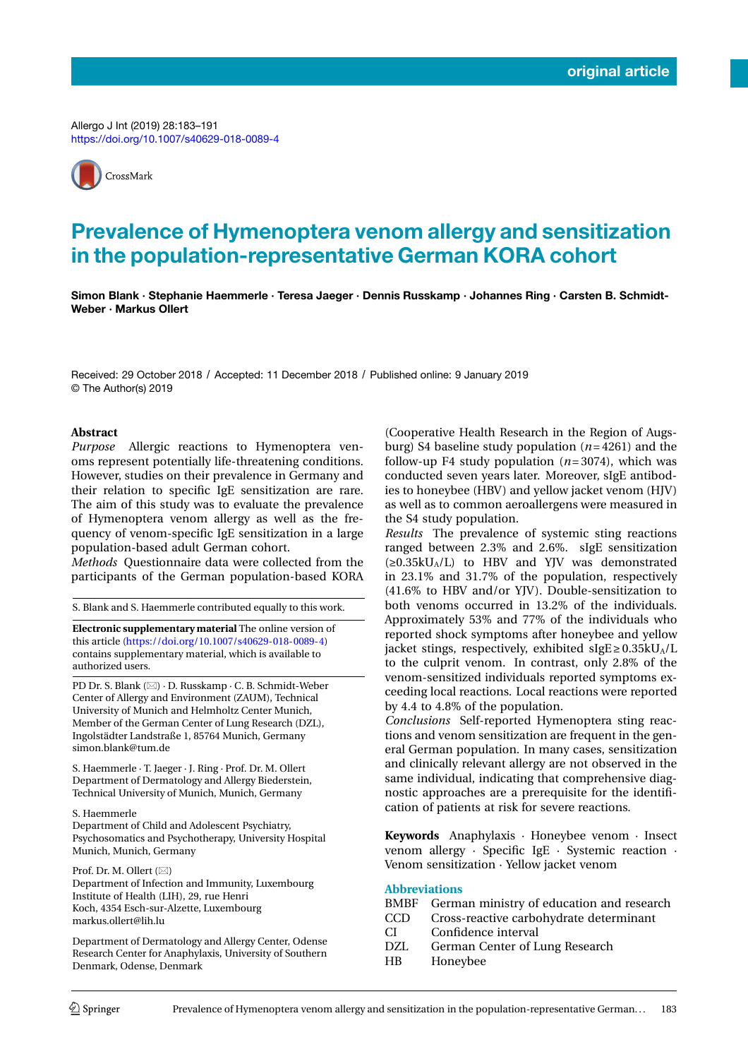original article

Allergo J Int (2019) 28:183–191
https://doi.org/10.1007/s40629-018-0089-4

# Prevalence of Hymenoptera venom allergy and sensitization in the population-representative German KORA cohort

**Simon Blank · Stephanie Haemmerle · Teresa Jaeger · Dennis Russkamp · Johannes Ring · Carsten B. Schmidt-Weber · Markus Ollert**

Received: 29 October 2018 / Accepted: 11 December 2018 / Published online: 9 January 2019
© The Author(s) 2019

## Abstract

*Purpose* Allergic reactions to Hymenoptera venoms represent potentially life-threatening conditions. However, studies on their prevalence in Germany and their relation to specific IgE sensitization are rare. The aim of this study was to evaluate the prevalence of Hymenoptera venom allergy as well as the frequency of venom-specific IgE sensitization in a large population-based adult German cohort.

*Methods* Questionnaire data were collected from the participants of the German population-based KORA (Cooperative Health Research in the Region of Augsburg) S4 baseline study population ($n=4261$) and the follow-up F4 study population ($n=3074$), which was conducted seven years later. Moreover, sIgE antibodies to honeybee (HBV) and yellow jacket venom (HJV) as well as to common aeroallergens were measured in the S4 study population.

*Results* The prevalence of systemic sting reactions ranged between 2.3% and 2.6%. sIgE sensitization ($\geq 0.35 kU_A/L$) to HBV and YJV was demonstrated in 23.1% and 31.7% of the population, respectively (41.6% to HBV and/or YJV). Double-sensitization to both venoms occurred in 13.2% of the individuals. Approximately 53% and 77% of the individuals who reported shock symptoms after honeybee and yellow jacket stings, respectively, exhibited $sIgE \geq 0.35 kU_A/L$ to the culprit venom. In contrast, only 2.8% of the venom-sensitized individuals reported symptoms exceeding local reactions. Local reactions were reported by 4.4 to 4.8% of the population.

*Conclusions* Self-reported Hymenoptera sting reactions and venom sensitization are frequent in the general German population. In many cases, sensitization and clinically relevant allergy are not observed in the same individual, indicating that comprehensive diagnostic approaches are a prerequisite for the identification of patients at risk for severe reactions.

**Keywords** Anaphylaxis · Honeybee venom · Insect venom allergy · Specific IgE · Systemic reaction · Venom sensitization · Yellow jacket venom

S. Blank and S. Haemmerle contributed equally to this work.

**Electronic supplementary material** The online version of this article (https://doi.org/10.1007/s40629-018-0089-4) contains supplementary material, which is available to authorized users.

PD Dr. S. Blank (✉) · D. Russkamp · C. B. Schmidt-Weber
Center of Allergy and Environment (ZAUM), Technical University of Munich and Helmholtz Center Munich, Member of the German Center of Lung Research (DZL), Ingolstädter Landstraße 1, 85764 Munich, Germany
simon.blank@tum.de

S. Haemmerle · T. Jaeger · J. Ring · Prof. Dr. M. Ollert
Department of Dermatology and Allergy Biederstein, Technical University of Munich, Munich, Germany

S. Haemmerle
Department of Child and Adolescent Psychiatry, Psychosomatics and Psychotherapy, University Hospital Munich, Munich, Germany

Prof. Dr. M. Ollert (✉)
Department of Infection and Immunity, Luxembourg Institute of Health (LIH), 29, rue Henri Koch, 4354 Esch-sur-Alzette, Luxembourg
markus.ollert@lih.lu

Department of Dermatology and Allergy Center, Odense Research Center for Anaphylaxis, University of Southern Denmark, Odense, Denmark

## Abbreviations

| | |
|---|---|
| BMBF | German ministry of education and research |
| CCD | Cross-reactive carbohydrate determinant |
| CI | Confidence interval |
| DZL | German Center of Lung Research |
| HB | Honeybee |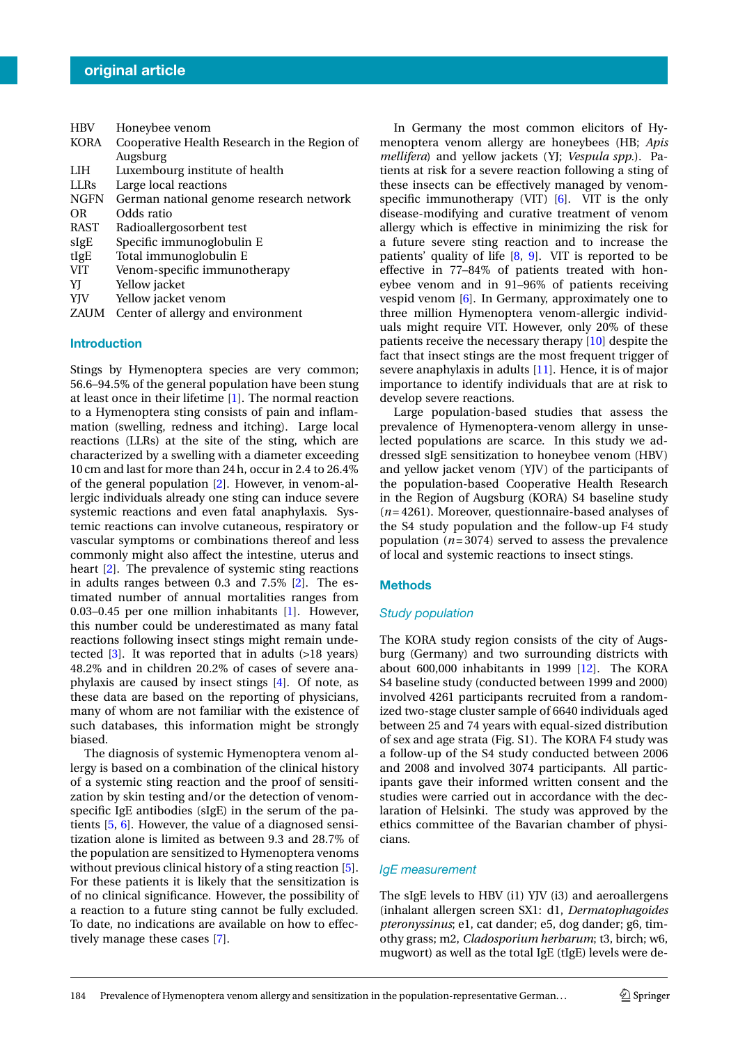| | |
|---|---|
| HBV | Honeybee venom |
| KORA | Cooperative Health Research in the Region of Augsburg |
| LIH | Luxembourg institute of health |
| LLRs | Large local reactions |
| NGFN | German national genome research network |
| OR | Odds ratio |
| RAST | Radioallergosorbent test |
| sIgE | Specific immunoglobulin E |
| tIgE | Total immunoglobulin E |
| VIT | Venom-specific immunotherapy |
| YJ | Yellow jacket |
| YJV | Yellow jacket venom |
| ZAUM | Center of allergy and environment |

## Introduction

Stings by Hymenoptera species are very common; 56.6–94.5% of the general population have been stung at least once in their lifetime [1]. The normal reaction to a Hymenoptera sting consists of pain and inflammation (swelling, redness and itching). Large local reactions (LLRs) at the site of the sting, which are characterized by a swelling with a diameter exceeding 10 cm and last for more than 24 h, occur in 2.4 to 26.4% of the general population [2]. However, in venom-allergic individuals already one sting can induce severe systemic reactions and even fatal anaphylaxis. Systemic reactions can involve cutaneous, respiratory or vascular symptoms or combinations thereof and less commonly might also affect the intestine, uterus and heart [2]. The prevalence of systemic sting reactions in adults ranges between 0.3 and 7.5% [2]. The estimated number of annual mortalities ranges from 0.03–0.45 per one million inhabitants [1]. However, this number could be underestimated as many fatal reactions following insect stings might remain undetected [3]. It was reported that in adults (>18 years) 48.2% and in children 20.2% of cases of severe anaphylaxis are caused by insect stings [4]. Of note, as these data are based on the reporting of physicians, many of whom are not familiar with the existence of such databases, this information might be strongly biased.

The diagnosis of systemic Hymenoptera venom allergy is based on a combination of the clinical history of a systemic sting reaction and the proof of sensitization by skin testing and/or the detection of venom-specific IgE antibodies (sIgE) in the serum of the patients [5, 6]. However, the value of a diagnosed sensitization alone is limited as between 9.3 and 28.7% of the population are sensitized to Hymenoptera venoms without previous clinical history of a sting reaction [5]. For these patients it is likely that the sensitization is of no clinical significance. However, the possibility of a reaction to a future sting cannot be fully excluded. To date, no indications are available on how to effectively manage these cases [7].

In Germany the most common elicitors of Hymenoptera venom allergy are honeybees (HB; *Apis mellifera*) and yellow jackets (YJ; *Vespula spp.*). Patients at risk for a severe reaction following a sting of these insects can be effectively managed by venom-specific immunotherapy (VIT) [6]. VIT is the only disease-modifying and curative treatment of venom allergy which is effective in minimizing the risk for a future severe sting reaction and to increase the patients' quality of life [8, 9]. VIT is reported to be effective in 77–84% of patients treated with honeybee venom and in 91–96% of patients receiving vespid venom [6]. In Germany, approximately one to three million Hymenoptera venom-allergic individuals might require VIT. However, only 20% of these patients receive the necessary therapy [10] despite the fact that insect stings are the most frequent trigger of severe anaphylaxis in adults [11]. Hence, it is of major importance to identify individuals that are at risk to develop severe reactions.

Large population-based studies that assess the prevalence of Hymenoptera-venom allergy in unselected populations are scarce. In this study we addressed sIgE sensitization to honeybee venom (HBV) and yellow jacket venom (YJV) of the participants of the population-based Cooperative Health Research in the Region of Augsburg (KORA) S4 baseline study ($n = 4261$). Moreover, questionnaire-based analyses of the S4 study population and the follow-up F4 study population ($n = 3074$) served to assess the prevalence of local and systemic reactions to insect stings.

## Methods

### Study population

The KORA study region consists of the city of Augsburg (Germany) and two surrounding districts with about 600,000 inhabitants in 1999 [12]. The KORA S4 baseline study (conducted between 1999 and 2000) involved 4261 participants recruited from a randomized two-stage cluster sample of 6640 individuals aged between 25 and 74 years with equal-sized distribution of sex and age strata (Fig. S1). The KORA F4 study was a follow-up of the S4 study conducted between 2006 and 2008 and involved 3074 participants. All participants gave their informed written consent and the studies were carried out in accordance with the declaration of Helsinki. The study was approved by the ethics committee of the Bavarian chamber of physicians.

### IgE measurement

The sIgE levels to HBV (i1) YJV (i3) and aeroallergens (inhalant allergen screen SX1: d1, *Dermatophagoides pteronyssinus*; e1, cat dander; e5, dog dander; g6, timothy grass; m2, *Cladosporium herbarum*; t3, birch; w6, mugwort) as well as the total IgE (tIgE) levels were de-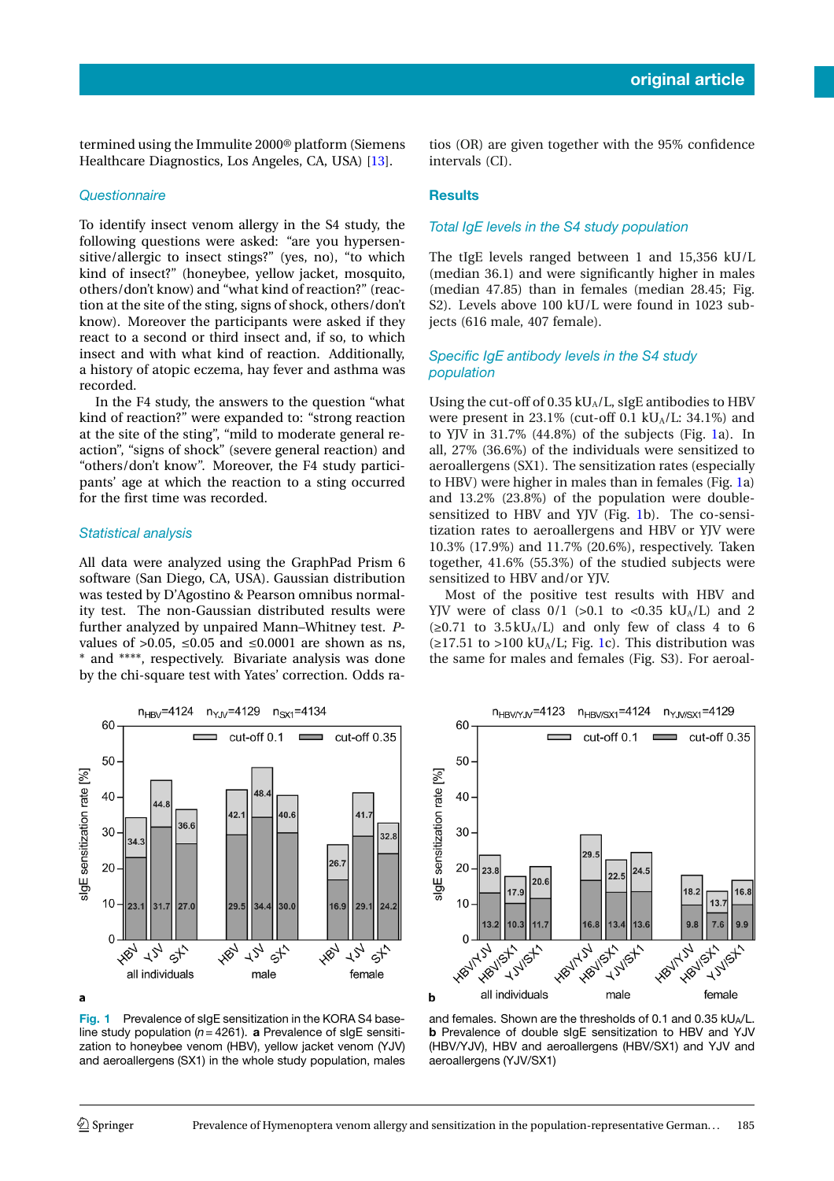termined using the Immulite 2000® platform (Siemens Healthcare Diagnostics, Los Angeles, CA, USA) [13].

### Questionnaire

To identify insect venom allergy in the S4 study, the following questions were asked: "are you hypersensitive/allergic to insect stings?" (yes, no), "to which kind of insect?" (honeybee, yellow jacket, mosquito, others/don't know) and "what kind of reaction?" (reaction at the site of the sting, signs of shock, others/don't know). Moreover the participants were asked if they react to a second or third insect and, if so, to which insect and with what kind of reaction. Additionally, a history of atopic eczema, hay fever and asthma was recorded.

In the F4 study, the answers to the question "what kind of reaction?" were expanded to: "strong reaction at the site of the sting", "mild to moderate general reaction", "signs of shock" (severe general reaction) and "others/don't know". Moreover, the F4 study participants' age at which the reaction to a sting occurred for the first time was recorded.

### Statistical analysis

All data were analyzed using the GraphPad Prism 6 software (San Diego, CA, USA). Gaussian distribution was tested by D'Agostino & Pearson omnibus normality test. The non-Gaussian distributed results were further analyzed by unpaired Mann–Whitney test. *P*-values of >0.05, ≤0.05 and ≤0.0001 are shown as ns, * and ****, respectively. Bivariate analysis was done by the chi-square test with Yates' correction. Odds ratios (OR) are given together with the 95% confidence intervals (CI).

## Results

### Total IgE levels in the S4 study population

The tIgE levels ranged between 1 and 15,356 kU/L (median 36.1) and were significantly higher in males (median 47.85) than in females (median 28.45; Fig. S2). Levels above 100 kU/L were found in 1023 subjects (616 male, 407 female).

### Specific IgE antibody levels in the S4 study population

Using the cut-off of 0.35 $kU_A/L$, sIgE antibodies to HBV were present in 23.1% (cut-off 0.1 $kU_A/L$: 34.1%) and to YJV in 31.7% (44.8%) of the subjects (Fig. 1a). In all, 27% (36.6%) of the individuals were sensitized to aeroallergens (SX1). The sensitization rates (especially to HBV) were higher in males than in females (Fig. 1a) and 13.2% (23.8%) of the population were double-sensitized to HBV and YJV (Fig. 1b). The co-sensitization rates to aeroallergens and HBV or YJV were 10.3% (17.9%) and 11.7% (20.6%), respectively. Taken together, 41.6% (55.3%) of the studied subjects were sensitized to HBV and/or YJV.

Most of the positive test results with HBV and YJV were of class 0/1 (>0.1 to <0.35 $kU_A/L$) and 2 (≥0.71 to 3.5 $kU_A/L$) and only few of class 4 to 6 (≥17.51 to >100 $kU_A/L$; Fig. 1c). This distribution was the same for males and females (Fig. S3). For aeroal-

**Fig. 1** Prevalence of sIgE sensitization in the KORA S4 baseline study population ($n = 4261$). **a** Prevalence of sIgE sensitization to honeybee venom (HBV), yellow jacket venom (YJV) and aeroallergens (SX1) in the whole study population, males and females. Shown are the thresholds of 0.1 and 0.35 $kU_A/L$. **b** Prevalence of double sIgE sensitization to HBV and YJV (HBV/YJV), HBV and aeroallergens (HBV/SX1) and YJV and aeroallergens (YJV/SX1)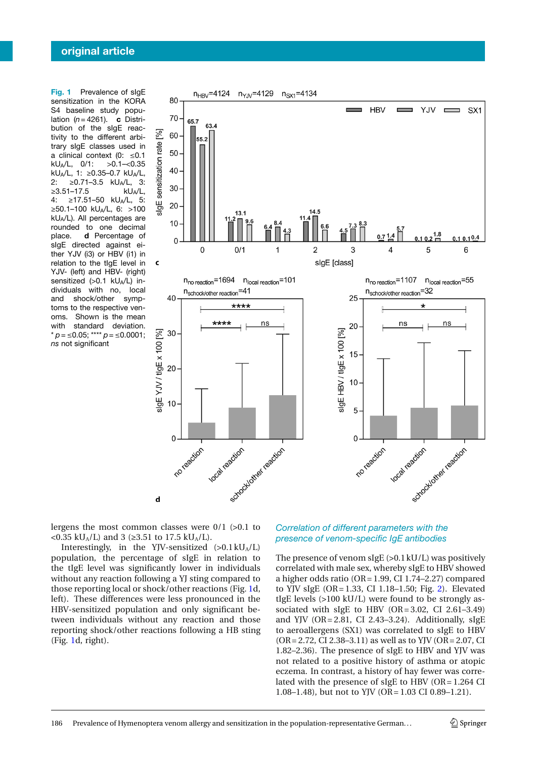**Fig. 1** Prevalence of sIgE sensitization in the KORA S4 baseline study population ($n$ = 4261). **c** Distribution of the sIgE reactivity to the different arbitrary sIgE classes used in a clinical context (0: ≤0.1 $kU_A/L$, 0/1: >0.1–<0.35 $kU_A/L$, 1: ≥0.35–0.7 $kU_A/L$, 2: ≥0.71–3.5 $kU_A/L$, 3: ≥3.51–17.5 $kU_A/L$, 4: ≥17.51–50 $kU_A/L$, 5: ≥50.1–100 $kU_A/L$, 6: >100 $kU_A/L$). All percentages are rounded to one decimal place. **d** Percentage of sIgE directed against either YJV (i3) or HBV (i1) in relation to the tIgE level in YJV- (left) and HBV- (right) sensitized (>0.1 $kU_A/L$) individuals with no, local and shock/other symptoms to the respective venoms. Shown is the mean with standard deviation. * $p$ = ≤0.05; **** $p$ = ≤0.0001; *ns* not significant

lergens the most common classes were 0/1 (>0.1 to <0.35 $kU_A/L$) and 3 (≥3.51 to 17.5 $kU_A/L$).

Interestingly, in the YJV-sensitized (>0.1 $kU_A/L$) population, the percentage of sIgE in relation to the tIgE level was significantly lower in individuals without any reaction following a YJ sting compared to those reporting local or shock/other reactions (Fig. 1d, left). These differences were less pronounced in the HBV-sensitized population and only significant between individuals without any reaction and those reporting shock/other reactions following a HB sting (Fig. 1d, right).

### *Correlation of different parameters with the presence of venom-specific IgE antibodies*

The presence of venom sIgE (>0.1 kU/L) was positively correlated with male sex, whereby sIgE to HBV showed a higher odds ratio (OR = 1.99, CI 1.74–2.27) compared to YJV sIgE (OR = 1.33, CI 1.18–1.50; Fig. 2). Elevated tIgE levels (>100 kU/L) were found to be strongly associated with sIgE to HBV (OR = 3.02, CI 2.61–3.49) and YJV (OR = 2.81, CI 2.43–3.24). Additionally, sIgE to aeroallergens (SX1) was correlated to sIgE to HBV (OR = 2.72, CI 2.38–3.11) as well as to YJV (OR = 2.07, CI 1.82–2.36). The presence of sIgE to HBV and YJV was not related to a positive history of asthma or atopic eczema. In contrast, a history of hay fewer was correlated with the presence of sIgE to HBV (OR = 1.264 CI 1.08–1.48), but not to YJV (OR = 1.03 CI 0.89–1.21).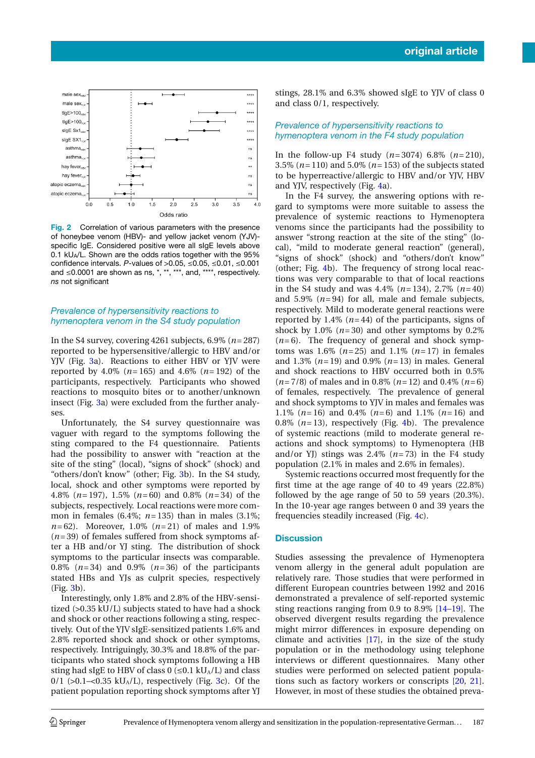Fig. 2 Correlation of various parameters with the presence of honeybee venom (HBV)- and yellow jacket venom (YJV)-specific IgE. Considered positive were all sIgE levels above 0.1 kU$_A$/L. Shown are the odds ratios together with the 95% confidence intervals. *P*-values of >0.05, ≤0.05, ≤0.01, ≤0.001 and ≤0.0001 are shown as ns, *, **, ***, and, ****, respectively. *ns* not significant

### Prevalence of hypersensitivity reactions to hymenoptera venom in the S4 study population

In the S4 survey, covering 4261 subjects, 6.9% ($n = 287$) reported to be hypersensitive/allergic to HBV and/or YJV (Fig. 3a). Reactions to either HBV or YJV were reported by 4.0% ($n = 165$) and 4.6% ($n = 192$) of the participants, respectively. Participants who showed reactions to mosquito bites or to another/unknown insect (Fig. 3a) were excluded from the further analyses.

Unfortunately, the S4 survey questionnaire was vaguer with regard to the symptoms following the sting compared to the F4 questionnaire. Patients had the possibility to answer with "reaction at the site of the sting" (local), "signs of shock" (shock) and "others/don't know" (other; Fig. 3b). In the S4 study, local, shock and other symptoms were reported by 4.8% ($n = 197$), 1.5% ($n = 60$) and 0.8% ($n = 34$) of the subjects, respectively. Local reactions were more common in females (6.4%; $n = 135$) than in males (3.1%; $n = 62$). Moreover, 1.0% ($n = 21$) of males and 1.9% ($n = 39$) of females suffered from shock symptoms after a HB and/or YJ sting. The distribution of shock symptoms to the particular insects was comparable. 0.8% ($n = 34$) and 0.9% ($n = 36$) of the participants stated HBs and YJs as culprit species, respectively (Fig. 3b).

Interestingly, only 1.8% and 2.8% of the HBV-sensitized (>0.35 kU/L) subjects stated to have had a shock and shock or other reactions following a sting, respectively. Out of the YJV sIgE-sensitized patients 1.6% and 2.8% reported shock and shock or other symptoms, respectively. Intriguingly, 30.3% and 18.8% of the participants who stated shock symptoms following a HB sting had sIgE to HBV of class 0 (≤0.1 kU$_A$/L) and class 0/1 (>0.1–<0.35 kU$_A$/L), respectively (Fig. 3c). Of the patient population reporting shock symptoms after YJ stings, 28.1% and 6.3% showed sIgE to YJV of class 0 and class 0/1, respectively.

### Prevalence of hypersensitivity reactions to hymenoptera venom in the F4 study population

In the follow-up F4 study ($n = 3074$) 6.8% ($n = 210$), 3.5% ($n = 110$) and 5.0% ($n = 153$) of the subjects stated to be hyperreactive/allergic to HBV and/or YJV, HBV and YJV, respectively (Fig. 4a).

In the F4 survey, the answering options with regard to symptoms were more suitable to assess the prevalence of systemic reactions to Hymenoptera venoms since the participants had the possibility to answer "strong reaction at the site of the sting" (local), "mild to moderate general reaction" (general), "signs of shock" (shock) and "others/don't know" (other; Fig. 4b). The frequency of strong local reactions was very comparable to that of local reactions in the S4 study and was 4.4% ($n = 134$), 2.7% ($n = 40$) and 5.9% ($n = 94$) for all, male and female subjects, respectively. Mild to moderate general reactions were reported by 1.4% ($n = 44$) of the participants, signs of shock by 1.0% ($n = 30$) and other symptoms by 0.2% ($n = 6$). The frequency of general and shock symptoms was 1.6% ($n = 25$) and 1.1% ($n = 17$) in females and 1.3% ($n = 19$) and 0.9% ($n = 13$) in males. General and shock reactions to HBV occurred both in 0.5% ($n = 7/8$) of males and in 0.8% ($n = 12$) and 0.4% ($n = 6$) of females, respectively. The prevalence of general and shock symptoms to YJV in males and females was 1.1% and 0.4% ($n = 6$) and 1.1% ($n = 16$) and 0.8% ($n = 13$), respectively (Fig. 4b). The prevalence of systemic reactions (mild to moderate general reactions and shock symptoms) to Hymenoptera (HB and/or YJ) stings was 2.4% ($n = 73$) in the F4 study population (2.1% in males and 2.6% in females).

Systemic reactions occurred most frequently for the first time at the age range of 40 to 49 years (22.8%) followed by the age range of 50 to 59 years (20.3%). In the 10-year age ranges between 0 and 39 years the frequencies steadily increased (Fig. 4c).

## Discussion

Studies assessing the prevalence of Hymenoptera venom allergy in the general adult population are relatively rare. Those studies that were performed in different European countries between 1992 and 2016 demonstrated a prevalence of self-reported systemic sting reactions ranging from 0.9 to 8.9% [14–19]. The observed divergent results regarding the prevalence might mirror differences in exposure depending on climate and activities [17], in the size of the study population or in the methodology using telephone interviews or different questionnaires. Many other studies were performed on selected patient populations such as factory workers or conscripts [20, 21]. However, in most of these studies the obtained preva-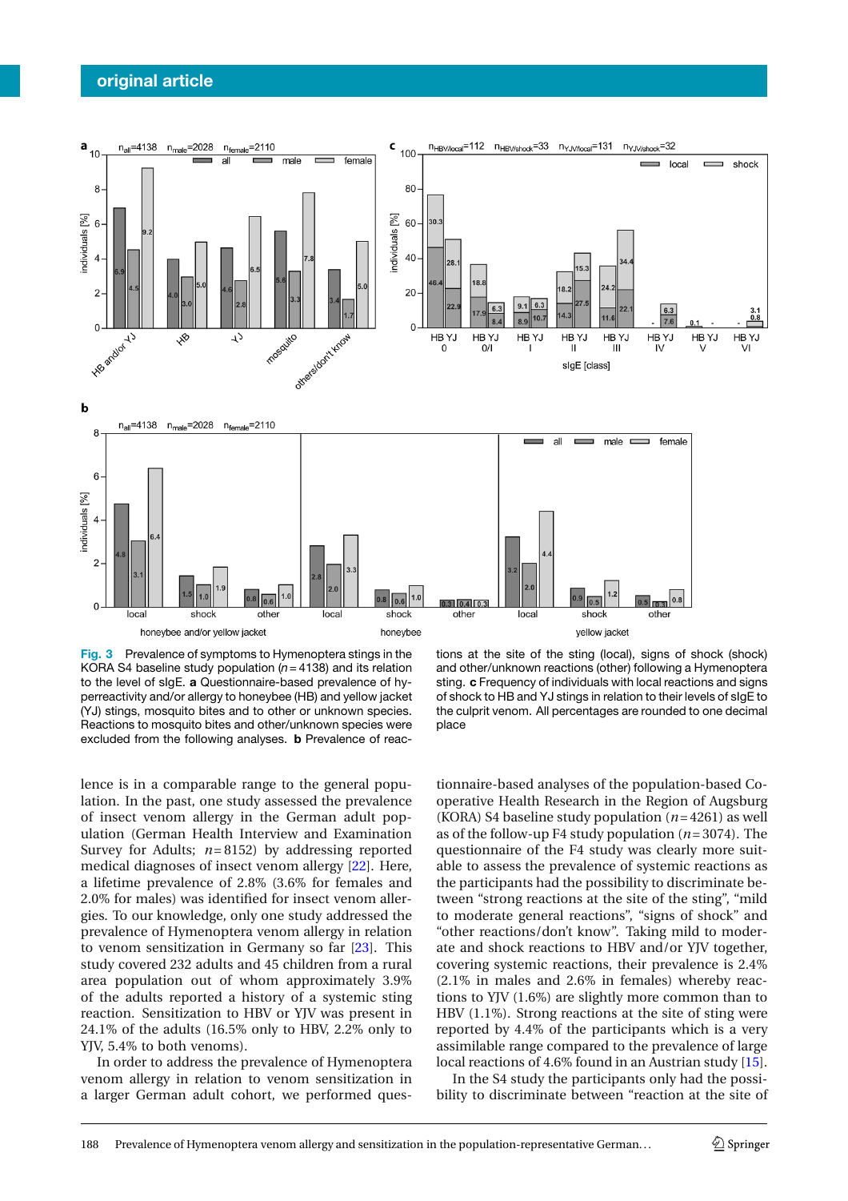**Fig. 3** Prevalence of symptoms to Hymenoptera stings in the KORA S4 baseline study population ($n$ = 4138) and its relation to the level of sIgE. **a** Questionnaire-based prevalence of hyperreactivity and/or allergy to honeybee (HB) and yellow jacket (YJ) stings, mosquito bites and to other or unknown species. Reactions to mosquito bites and other/unknown species were excluded from the following analyses. **b** Prevalence of reactions at the site of the sting (local), signs of shock (shock) and other/unknown reactions (other) following a Hymenoptera sting. **c** Frequency of individuals with local reactions and signs of shock to HB and YJ stings in relation to their levels of sIgE to the culprit venom. All percentages are rounded to one decimal place

lence is in a comparable range to the general population. In the past, one study assessed the prevalence of insect venom allergy in the German adult population (German Health Interview and Examination Survey for Adults; $n$ = 8152) by addressing reported medical diagnoses of insect venom allergy [22]. Here, a lifetime prevalence of 2.8% (3.6% for females and 2.0% for males) was identified for insect venom allergies. To our knowledge, only one study addressed the prevalence of Hymenoptera venom allergy in relation to venom sensitization in Germany so far [23]. This study covered 232 adults and 45 children from a rural area population out of whom approximately 3.9% of the adults reported a history of a systemic sting reaction. Sensitization to HBV or YJV was present in 24.1% of the adults (16.5% only to HBV, 2.2% only to YJV, 5.4% to both venoms).

In order to address the prevalence of Hymenoptera venom allergy in relation to venom sensitization in a larger German adult cohort, we performed questionnaire-based analyses of the population-based Cooperative Health Research in the Region of Augsburg (KORA) S4 baseline study population ($n$ = 4261) as well as of the follow-up F4 study population ($n$ = 3074). The questionnaire of the F4 study was clearly more suitable to assess the prevalence of systemic reactions as the participants had the possibility to discriminate between "strong reactions at the site of the sting", "mild to moderate general reactions", "signs of shock" and "other reactions/don't know". Taking mild to moderate and shock reactions to HBV and/or YJV together, covering systemic reactions, their prevalence is 2.4% (2.1% in males and 2.6% in females) whereby reactions to YJV (1.6%) are slightly more common than to HBV (1.1%). Strong reactions at the site of sting were reported by 4.4% of the participants which is a very assimilable range compared to the prevalence of large local reactions of 4.6% found in an Austrian study [15].

In the S4 study the participants only had the possibility to discriminate between "reaction at the site of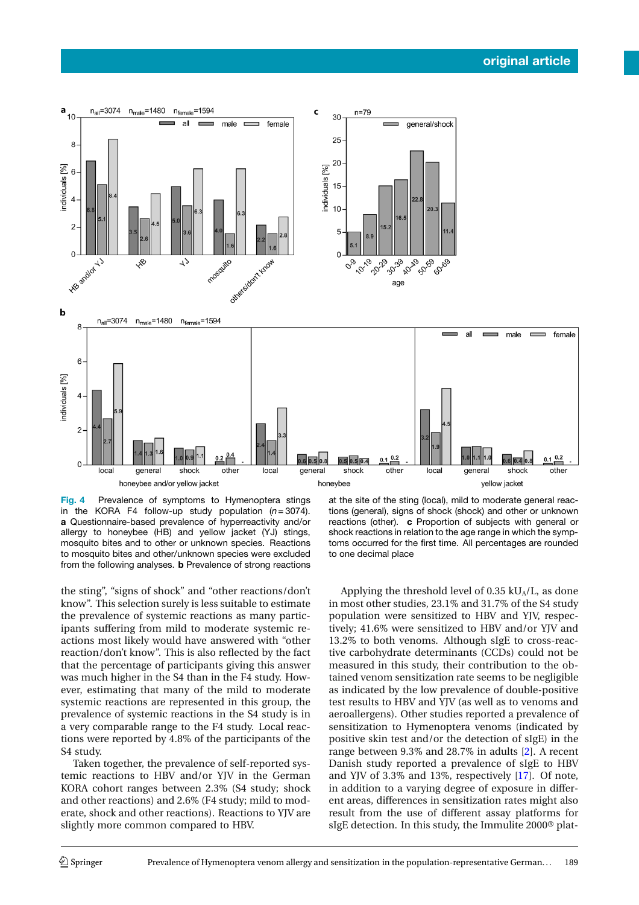**Fig. 4** Prevalence of symptoms to Hymenoptera stings in the KORA F4 follow-up study population ($n = 3074$). **a** Questionnaire-based prevalence of hyperreactivity and/or allergy to honeybee (HB) and yellow jacket (YJ) stings, mosquito bites and to other or unknown species. Reactions to mosquito bites and other/unknown species were excluded from the following analyses. **b** Prevalence of strong reactions at the site of the sting (local), mild to moderate general reactions (general), signs of shock (shock) and other or unknown reactions (other). **c** Proportion of subjects with general or shock reactions in relation to the age range in which the symptoms occurred for the first time. All percentages are rounded to one decimal place

the sting", "signs of shock" and "other reactions/don't know". This selection surely is less suitable to estimate the prevalence of systemic reactions as many participants suffering from mild to moderate systemic reactions most likely would have answered with "other reaction/don't know". This is also reflected by the fact that the percentage of participants giving this answer was much higher in the S4 than in the F4 study. However, estimating that many of the mild to moderate systemic reactions are represented in this group, the prevalence of systemic reactions in the S4 study is in a very comparable range to the F4 study. Local reactions were reported by 4.8% of the participants of the S4 study.

Taken together, the prevalence of self-reported systemic reactions to HBV and/or YJV in the German KORA cohort ranges between 2.3% (S4 study; shock and other reactions) and 2.6% (F4 study; mild to moderate, shock and other reactions). Reactions to YJV are slightly more common compared to HBV.

Applying the threshold level of 0.35 $kU_A/L$, as done in most other studies, 23.1% and 31.7% of the S4 study population were sensitized to HBV and YJV, respectively; 41.6% were sensitized to HBV and/or YJV and 13.2% to both venoms. Although sIgE to cross-reactive carbohydrate determinants (CCDs) could not be measured in this study, their contribution to the obtained venom sensitization rate seems to be negligible as indicated by the low prevalence of double-positive test results to HBV and YJV (as well as to venoms and aeroallergens). Other studies reported a prevalence of sensitization to Hymenoptera venoms (indicated by positive skin test and/or the detection of sIgE) in the range between 9.3% and 28.7% in adults [2]. A recent Danish study reported a prevalence of sIgE to HBV and YJV of 3.3% and 13%, respectively [17]. Of note, in addition to a varying degree of exposure in different areas, differences in sensitization rates might also result from the use of different assay platforms for sIgE detection. In this study, the Immulite 2000® plat-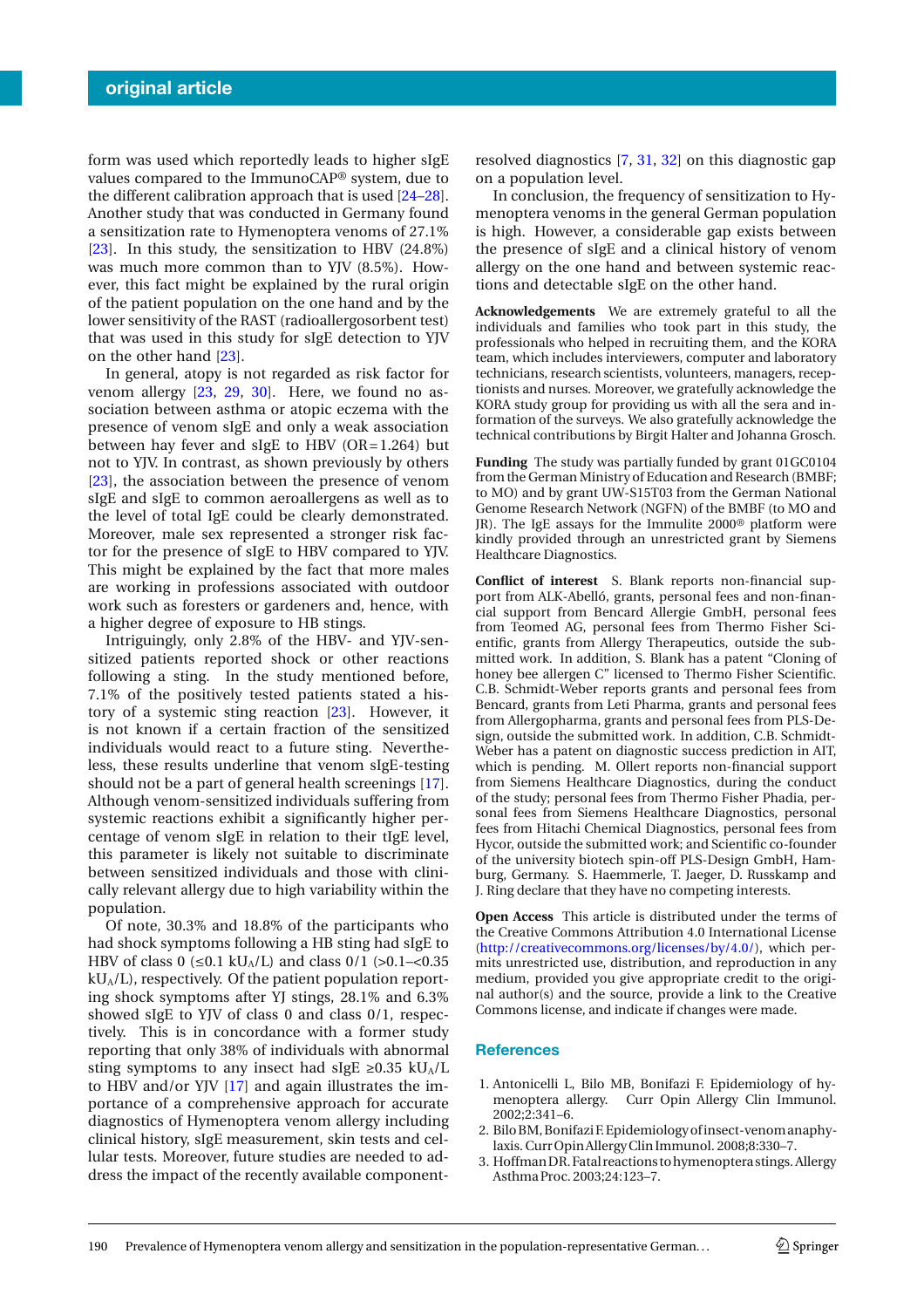form was used which reportedly leads to higher sIgE values compared to the ImmunoCAP® system, due to the different calibration approach that is used [24–28]. Another study that was conducted in Germany found a sensitization rate to Hymenoptera venoms of 27.1% [23]. In this study, the sensitization to HBV (24.8%) was much more common than to YJV (8.5%). However, this fact might be explained by the rural origin of the patient population on the one hand and by the lower sensitivity of the RAST (radioallergosorbent test) that was used in this study for sIgE detection to YJV on the other hand [23].

In general, atopy is not regarded as risk factor for venom allergy [23, 29, 30]. Here, we found no association between asthma or atopic eczema with the presence of venom sIgE and only a weak association between hay fever and sIgE to HBV (OR = 1.264) but not to YJV. In contrast, as shown previously by others [23], the association between the presence of venom sIgE and sIgE to common aeroallergens as well as to the level of total IgE could be clearly demonstrated. Moreover, male sex represented a stronger risk factor for the presence of sIgE to HBV compared to YJV. This might be explained by the fact that more males are working in professions associated with outdoor work such as foresters or gardeners and, hence, with a higher degree of exposure to HB stings.

Intriguingly, only 2.8% of the HBV- and YJV-sensitized patients reported shock or other reactions following a sting. In the study mentioned before, 7.1% of the positively tested patients stated a history of a systemic sting reaction [23]. However, it is not known if a certain fraction of the sensitized individuals would react to a future sting. Nevertheless, these results underline that venom sIgE-testing should not be a part of general health screenings [17]. Although venom-sensitized individuals suffering from systemic reactions exhibit a significantly higher percentage of venom sIgE in relation to their tIgE level, this parameter is likely not suitable to discriminate between sensitized individuals and those with clinically relevant allergy due to high variability within the population.

Of note, 30.3% and 18.8% of the participants who had shock symptoms following a HB sting had sIgE to HBV of class 0 (≤0.1 $kU_A/L$) and class 0/1 (>0.1–<0.35 $kU_A/L$), respectively. Of the patient population reporting shock symptoms after YJ stings, 28.1% and 6.3% showed sIgE to YJV of class 0 and class 0/1, respectively. This is in concordance with a former study reporting that only 38% of individuals with abnormal sting symptoms to any insect had sIgE ≥0.35 $kU_A/L$ to HBV and/or YJV [17] and again illustrates the importance of a comprehensive approach for accurate diagnostics of Hymenoptera venom allergy including clinical history, sIgE measurement, skin tests and cellular tests. Moreover, future studies are needed to address the impact of the recently available component-resolved diagnostics [7, 31, 32] on this diagnostic gap on a population level.

In conclusion, the frequency of sensitization to Hymenoptera venoms in the general German population is high. However, a considerable gap exists between the presence of sIgE and a clinical history of venom allergy on the one hand and between systemic reactions and detectable sIgE on the other hand.

**Acknowledgements** We are extremely grateful to all the individuals and families who took part in this study, the professionals who helped in recruiting them, and the KORA team, which includes interviewers, computer and laboratory technicians, research scientists, volunteers, managers, receptionists and nurses. Moreover, we gratefully acknowledge the KORA study group for providing us with all the sera and information of the surveys. We also gratefully acknowledge the technical contributions by Birgit Halter and Johanna Grosch.

**Funding** The study was partially funded by grant 01GC0104 from the German Ministry of Education and Research (BMBF; to MO) and by grant UW-S15T03 from the German National Genome Research Network (NGFN) of the BMBF (to MO and JR). The IgE assays for the Immulite 2000® platform were kindly provided through an unrestricted grant by Siemens Healthcare Diagnostics.

**Conflict of interest** S. Blank reports non-financial support from ALK-Abelló, grants, personal fees and non-financial support from Bencard Allergie GmbH, personal fees from Teomed AG, personal fees from Thermo Fisher Scientific, grants from Allergy Therapeutics, outside the submitted work. In addition, S. Blank has a patent "Cloning of honey bee allergen C" licensed to Thermo Fisher Scientific. C.B. Schmidt-Weber reports grants and personal fees from Bencard, grants from Leti Pharma, grants and personal fees from Allergopharma, grants and personal fees from PLS-Design, outside the submitted work. In addition, C.B. Schmidt-Weber has a patent on diagnostic success prediction in AIT, which is pending. M. Ollert reports non-financial support from Siemens Healthcare Diagnostics, during the conduct of the study; personal fees from Thermo Fisher Phadia, personal fees from Siemens Healthcare Diagnostics, personal fees from Hitachi Chemical Diagnostics, personal fees from Hycor, outside the submitted work; and Scientific co-founder of the university biotech spin-off PLS-Design GmbH, Hamburg, Germany. S. Haemmerle, T. Jaeger, D. Russkamp and J. Ring declare that they have no competing interests.

**Open Access** This article is distributed under the terms of the Creative Commons Attribution 4.0 International License (http://creativecommons.org/licenses/by/4.0/), which permits unrestricted use, distribution, and reproduction in any medium, provided you give appropriate credit to the original author(s) and the source, provide a link to the Creative Commons license, and indicate if changes were made.

## References

1. Antonicelli L, Bilo MB, Bonifazi F. Epidemiology of hymenoptera allergy. Curr Opin Allergy Clin Immunol. 2002;2:341–6.
2. Bilo BM, Bonifazi F. Epidemiology of insect-venom anaphylaxis. Curr Opin Allergy Clin Immunol. 2008;8:330–7.
3. Hoffman DR. Fatal reactions to hymenoptera stings. Allergy Asthma Proc. 2003;24:123–7.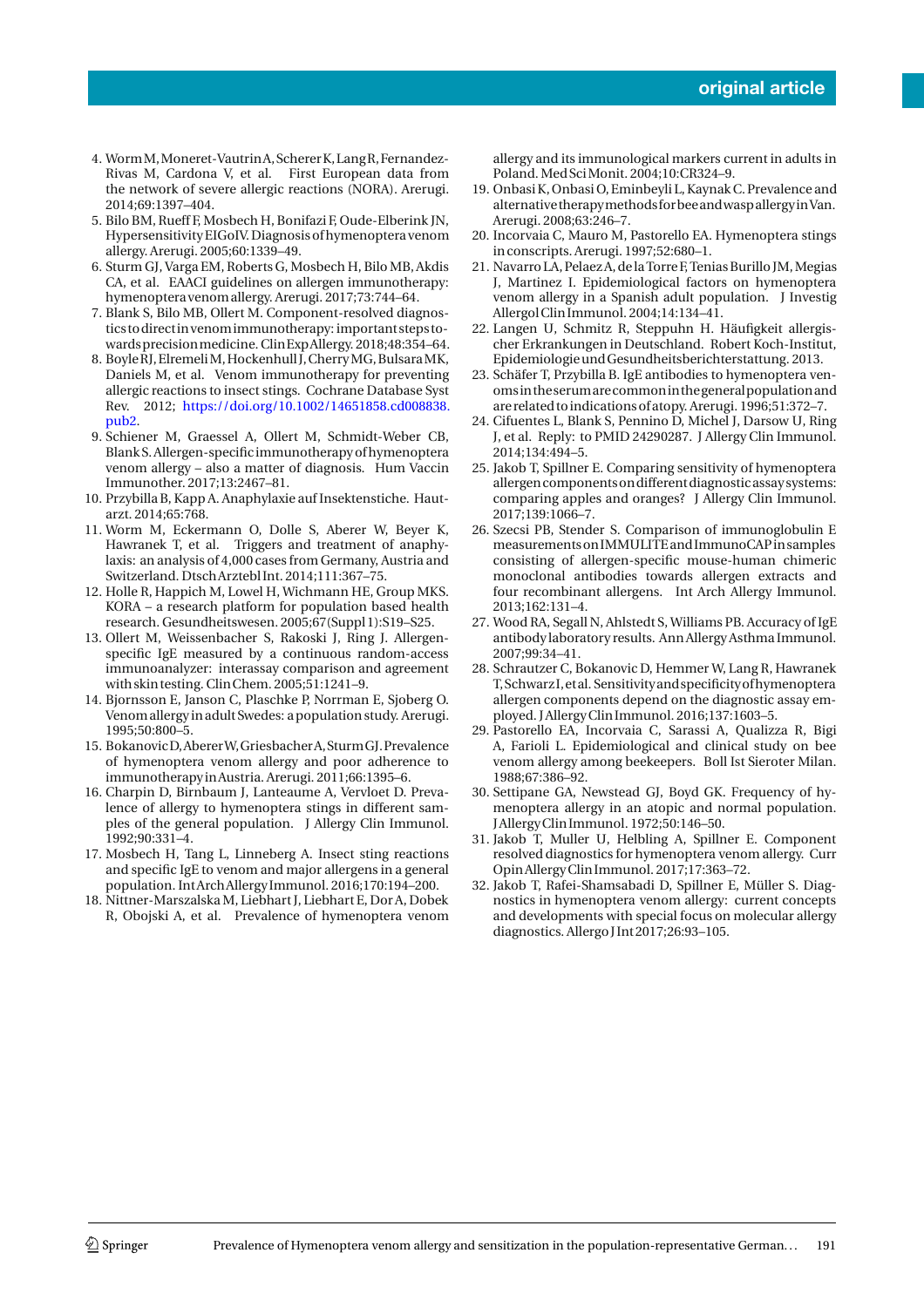4. Worm M, Moneret-Vautrin A, Scherer K, Lang R, Fernandez-Rivas M, Cardona V, et al. First European data from the network of severe allergic reactions (NORA). Arerugi. 2014;69:1397–404.
5. Bilo BM, Rueff F, Mosbech H, Bonifazi F, Oude-Elberink JN, Hypersensitivity EIGoIV. Diagnosis of hymenoptera venom allergy. Arerugi. 2005;60:1339–49.
6. Sturm GJ, Varga EM, Roberts G, Mosbech H, Bilo MB, Akdis CA, et al. EAACI guidelines on allergen immunotherapy: hymenoptera venom allergy. Arerugi. 2017;73:744–64.
7. Blank S, Bilo MB, Ollert M. Component-resolved diagnostics to direct in venom immunotherapy: important steps towards precision medicine. Clin Exp Allergy. 2018;48:354–64.
8. Boyle RJ, Elremeli M, Hockenhull J, Cherry MG, Bulsara MK, Daniels M, et al. Venom immunotherapy for preventing allergic reactions to insect stings. Cochrane Database Syst Rev. 2012; https://doi.org/10.1002/14651858.cd008838.pub2.
9. Schiener M, Graessel A, Ollert M, Schmidt-Weber CB, Blank S. Allergen-specific immunotherapy of hymenoptera venom allergy – also a matter of diagnosis. Hum Vaccin Immunother. 2017;13:2467–81.
10. Przybilla B, Kapp A. Anaphylaxie auf Insektenstiche. Hautarzt. 2014;65:768.
11. Worm M, Eckermann O, Dolle S, Aberer W, Beyer K, Hawranek T, et al. Triggers and treatment of anaphylaxis: an analysis of 4,000 cases from Germany, Austria and Switzerland. Dtsch Arztebl Int. 2014;111:367–75.
12. Holle R, Happich M, Lowel H, Wichmann HE, Group MKS. KORA – a research platform for population based health research. Gesundheitswesen. 2005;67(Suppl 1):S19–S25.
13. Ollert M, Weissenbacher S, Rakoski J, Ring J. Allergen-specific IgE measured by a continuous random-access immunoanalyzer: interassay comparison and agreement with skin testing. Clin Chem. 2005;51:1241–9.
14. Bjornsson E, Janson C, Plaschke P, Norrman E, Sjoberg O. Venom allergy in adult Swedes: a population study. Arerugi. 1995;50:800–5.
15. Bokanovic D, Aberer W, Griesbacher A, Sturm GJ. Prevalence of hymenoptera venom allergy and poor adherence to immunotherapy in Austria. Arerugi. 2011;66:1395–6.
16. Charpin D, Birnbaum J, Lanteaume A, Vervloet D. Prevalence of allergy to hymenoptera stings in different samples of the general population. J Allergy Clin Immunol. 1992;90:331–4.
17. Mosbech H, Tang L, Linneberg A. Insect sting reactions and specific IgE to venom and major allergens in a general population. Int Arch Allergy Immunol. 2016;170:194–200.
18. Nittner-Marszalska M, Liebhart J, Liebhart E, Dor A, Dobek R, Obojski A, et al. Prevalence of hymenoptera venom allergy and its immunological markers current in adults in Poland. Med Sci Monit. 2004;10:CR324–9.
19. Onbasi K, Onbasi O, Eminbeyli L, Kaynak C. Prevalence and alternative therapy methods for bee and wasp allergy in Van. Arerugi. 2008;63:246–7.
20. Incorvaia C, Mauro M, Pastorello EA. Hymenoptera stings in conscripts. Arerugi. 1997;52:680–1.
21. Navarro LA, Pelaez A, de la Torre F, Tenias Burillo JM, Megias J, Martinez I. Epidemiological factors on hymenoptera venom allergy in a Spanish adult population. J Investig Allergol Clin Immunol. 2004;14:134–41.
22. Langen U, Schmitz R, Steppuhn H. Häufigkeit allergischer Erkrankungen in Deutschland. Robert Koch-Institut, Epidemiologie und Gesundheitsberichterstattung. 2013.
23. Schäfer T, Przybilla B. IgE antibodies to hymenoptera venoms in the serum are common in the general population and are related to indications of atopy. Arerugi. 1996;51:372–7.
24. Cifuentes L, Blank S, Pennino D, Michel J, Darsow U, Ring J, et al. Reply: to PMID 24290287. J Allergy Clin Immunol. 2014;134:494–5.
25. Jakob T, Spillner E. Comparing sensitivity of hymenoptera allergen components on different diagnostic assay systems: comparing apples and oranges? J Allergy Clin Immunol. 2017;139:1066–7.
26. Szecsi PB, Stender S. Comparison of immunoglobulin E measurements on IMMULITE and ImmunoCAP in samples consisting of allergen-specific mouse-human chimeric monoclonal antibodies towards allergen extracts and four recombinant allergens. Int Arch Allergy Immunol. 2013;162:131–4.
27. Wood RA, Segall N, Ahlstedt S, Williams PB. Accuracy of IgE antibody laboratory results. Ann Allergy Asthma Immunol. 2007;99:34–41.
28. Schrautzer C, Bokanovic D, Hemmer W, Lang R, Hawranek T, Schwarz I, et al. Sensitivity and specificity of hymenoptera allergen components depend on the diagnostic assay employed. J Allergy Clin Immunol. 2016;137:1603–5.
29. Pastorello EA, Incorvaia C, Sarassi A, Qualizza R, Bigi A, Farioli L. Epidemiological and clinical study on bee venom allergy among beekeepers. Boll Ist Sieroter Milan. 1988;67:386–92.
30. Settipane GA, Newstead GJ, Boyd GK. Frequency of hymenoptera allergy in an atopic and normal population. J Allergy Clin Immunol. 1972;50:146–50.
31. Jakob T, Muller U, Helbling A, Spillner E. Component resolved diagnostics for hymenoptera venom allergy. Curr Opin Allergy Clin Immunol. 2017;17:363–72.
32. Jakob T, Rafei-Shamsabadi D, Spillner E, Müller S. Diagnostics in hymenoptera venom allergy: current concepts and developments with special focus on molecular allergy diagnostics. Allergo J Int 2017;26:93–105.